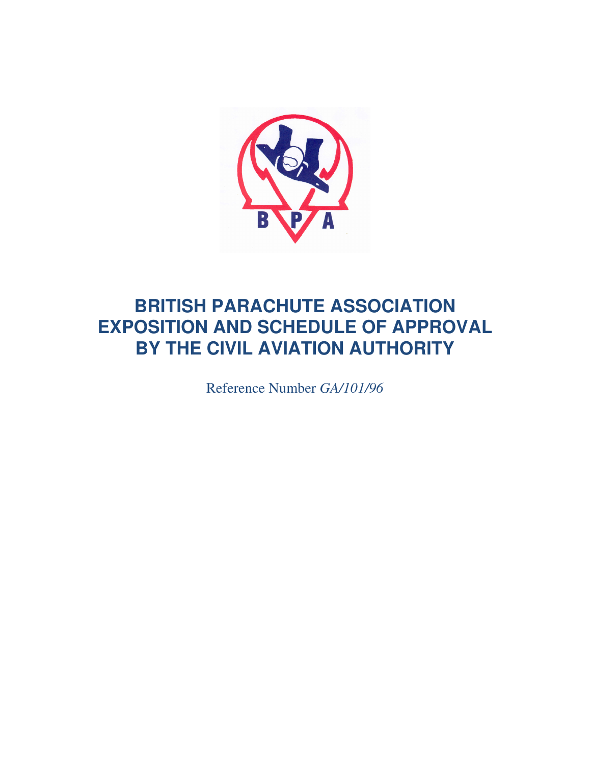# BRITISH PARACHUTE ASSOCIATION EXPOSITION AND SCHEDULE OF APPROVAL BY THE CIVIL AVIATION AUTHORITY

Reference Number *GA/101/96*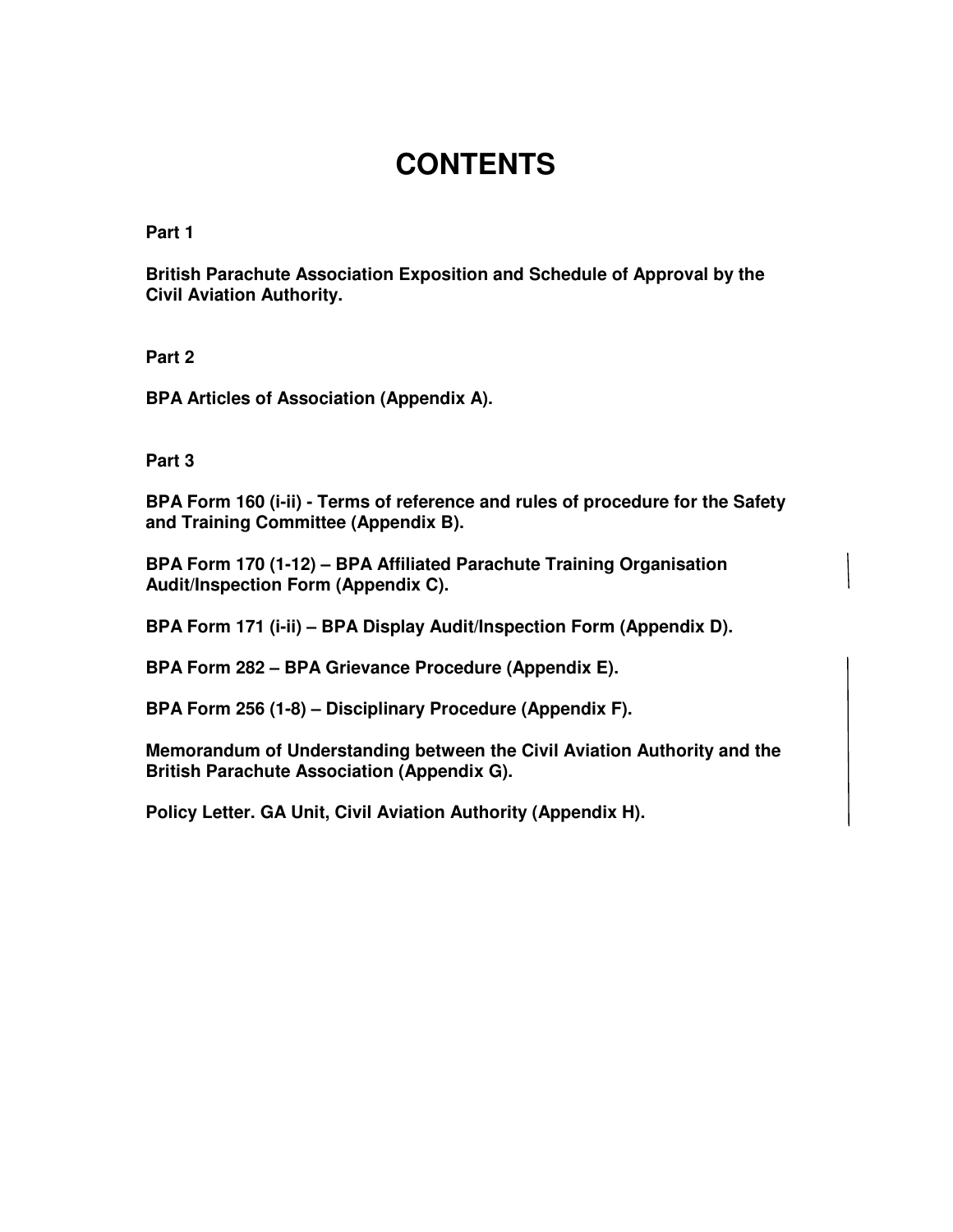# CONTENTS

**Part 1**

**British Parachute Association Exposition and Schedule of Approval by the Civil Aviation Authority.**

**Part 2**

**BPA Articles of Association (Appendix A).**

**Part 3**

**BPA Form 160 (i-ii) - Terms of reference and rules of procedure for the Safety and Training Committee (Appendix B).**

**BPA Form 170 (1-12) – BPA Affiliated Parachute Training Organisation Audit/Inspection Form (Appendix C).**

**BPA Form 171 (i-ii) – BPA Display Audit/Inspection Form (Appendix D).**

**BPA Form 282 – BPA Grievance Procedure (Appendix E).**

**BPA Form 256 (1-8) – Disciplinary Procedure (Appendix F).**

**Memorandum of Understanding between the Civil Aviation Authority and the British Parachute Association (Appendix G).**

**Policy Letter. GA Unit, Civil Aviation Authority (Appendix H).**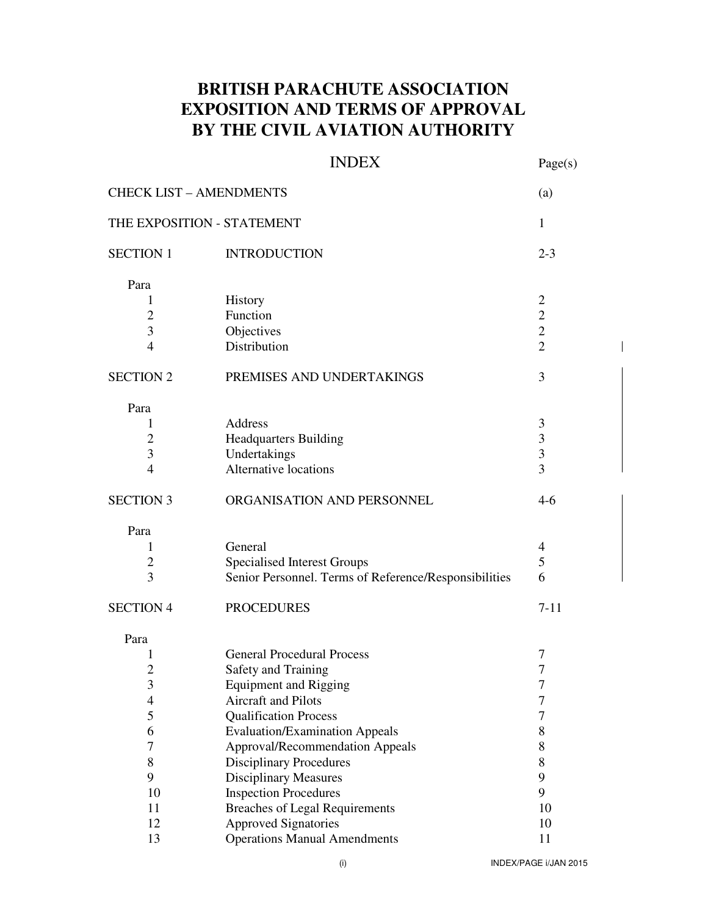# BRITISH PARACHUTE ASSOCIATION
# EXPOSITION AND TERMS OF APPROVAL
# BY THE CIVIL AVIATION AUTHORITY

## INDEX

| | | Page(s) |
|---|---|---|
| CHECK LIST – AMENDMENTS | | (a) |
| THE EXPOSITION - STATEMENT | | 1 |
| SECTION 1 | INTRODUCTION | 2-3 |
| Para | | |
| 1 | History | 2 |
| 2 | Function | 2 |
| 3 | Objectives | 2 |
| 4 | Distribution | 2 |
| SECTION 2 | PREMISES AND UNDERTAKINGS | 3 |
| Para | | |
| 1 | Address | 3 |
| 2 | Headquarters Building | 3 |
| 3 | Undertakings | 3 |
| 4 | Alternative locations | 3 |
| SECTION 3 | ORGANISATION AND PERSONNEL | 4-6 |
| Para | | |
| 1 | General | 4 |
| 2 | Specialised Interest Groups | 5 |
| 3 | Senior Personnel. Terms of Reference/Responsibilities | 6 |
| SECTION 4 | PROCEDURES | 7-11 |
| Para | | |
| 1 | General Procedural Process | 7 |
| 2 | Safety and Training | 7 |
| 3 | Equipment and Rigging | 7 |
| 4 | Aircraft and Pilots | 7 |
| 5 | Qualification Process | 7 |
| 6 | Evaluation/Examination Appeals | 8 |
| 7 | Approval/Recommendation Appeals | 8 |
| 8 | Disciplinary Procedures | 8 |
| 9 | Disciplinary Measures | 9 |
| 10 | Inspection Procedures | 9 |
| 11 | Breaches of Legal Requirements | 10 |
| 12 | Approved Signatories | 10 |
| 13 | Operations Manual Amendments | 11 |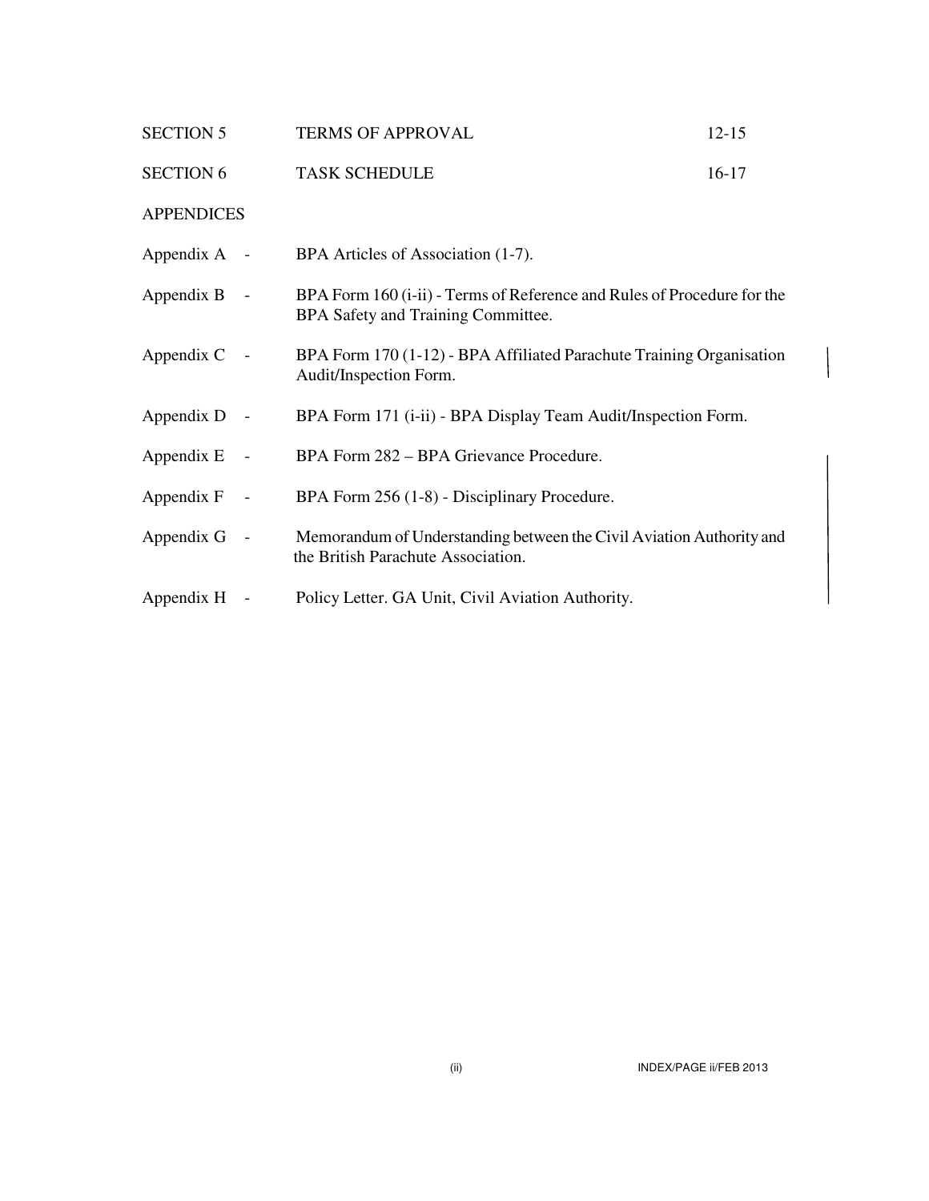| | | |
|---|---|---|
| SECTION 5 | TERMS OF APPROVAL | 12-15 |
| SECTION 6 | TASK SCHEDULE | 16-17 |

APPENDICES

| | |
|---|---|
| Appendix A - | BPA Articles of Association (1-7). |
| Appendix B - | BPA Form 160 (i-ii) - Terms of Reference and Rules of Procedure for the BPA Safety and Training Committee. |
| Appendix C - | BPA Form 170 (1-12) - BPA Affiliated Parachute Training Organisation Audit/Inspection Form. |
| Appendix D - | BPA Form 171 (i-ii) - BPA Display Team Audit/Inspection Form. |
| Appendix E - | BPA Form 282 – BPA Grievance Procedure. |
| Appendix F - | BPA Form 256 (1-8) - Disciplinary Procedure. |
| Appendix G - | Memorandum of Understanding between the Civil Aviation Authority and the British Parachute Association. |
| Appendix H - | Policy Letter. GA Unit, Civil Aviation Authority. |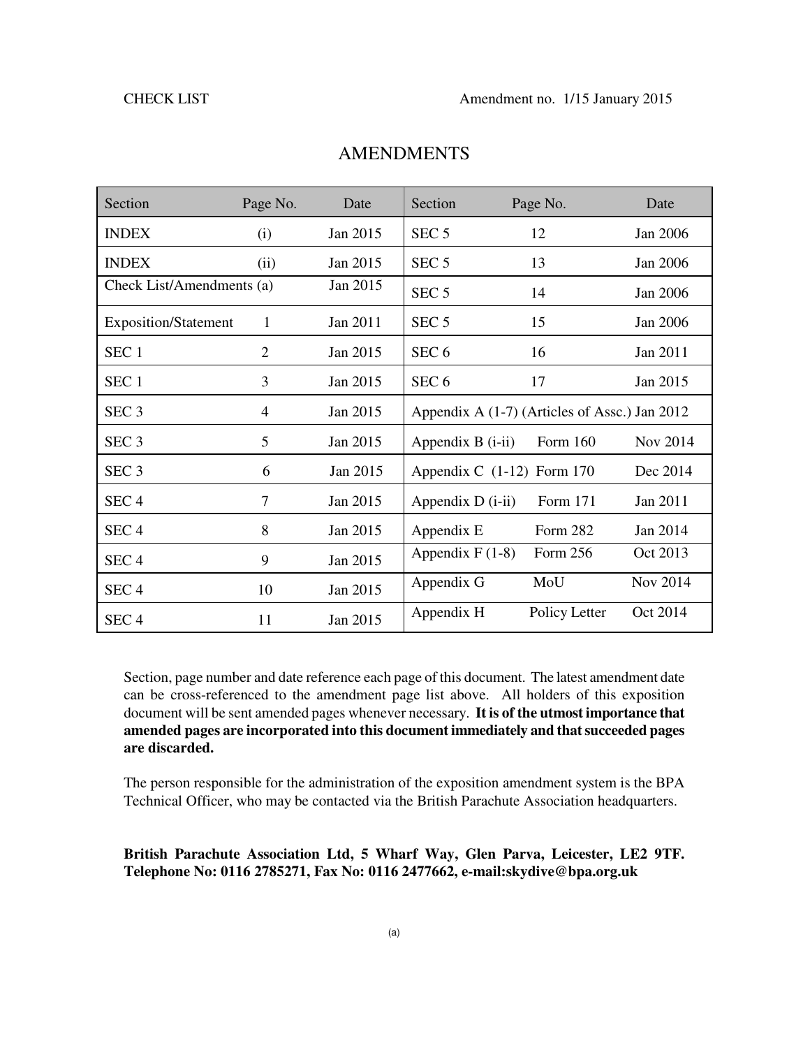CHECK LIST Amendment no. 1/15 January 2015

# AMENDMENTS

| Section | Page No. | Date | Section | Page No. | Date |
|---|---|---|---|---|---|
| INDEX | (i) | Jan 2015 | SEC 5 | 12 | Jan 2006 |
| INDEX | (ii) | Jan 2015 | SEC 5 | 13 | Jan 2006 |
| Check List/Amendments (a) | | Jan 2015 | SEC 5 | 14 | Jan 2006 |
| Exposition/Statement | 1 | Jan 2011 | SEC 5 | 15 | Jan 2006 |
| SEC 1 | 2 | Jan 2015 | SEC 6 | 16 | Jan 2011 |
| SEC 1 | 3 | Jan 2015 | SEC 6 | 17 | Jan 2015 |
| SEC 3 | 4 | Jan 2015 | Appendix A (1-7) (Articles of Assc.) | | Jan 2012 |
| SEC 3 | 5 | Jan 2015 | Appendix B (i-ii) | Form 160 | Nov 2014 |
| SEC 3 | 6 | Jan 2015 | Appendix C (1-12) | Form 170 | Dec 2014 |
| SEC 4 | 7 | Jan 2015 | Appendix D (i-ii) | Form 171 | Jan 2011 |
| SEC 4 | 8 | Jan 2015 | Appendix E | Form 282 | Jan 2014 |
| SEC 4 | 9 | Jan 2015 | Appendix F (1-8) | Form 256 | Oct 2013 |
| SEC 4 | 10 | Jan 2015 | Appendix G | MoU | Nov 2014 |
| SEC 4 | 11 | Jan 2015 | Appendix H | Policy Letter | Oct 2014 |

Section, page number and date reference each page of this document. The latest amendment date can be cross-referenced to the amendment page list above. All holders of this exposition document will be sent amended pages whenever necessary. **It is of the utmost importance that amended pages are incorporated into this document immediately and that succeeded pages are discarded.**

The person responsible for the administration of the exposition amendment system is the BPA Technical Officer, who may be contacted via the British Parachute Association headquarters.

**British Parachute Association Ltd, 5 Wharf Way, Glen Parva, Leicester, LE2 9TF. Telephone No: 0116 2785271, Fax No: 0116 2477662, e-mail:skydive@bpa.org.uk**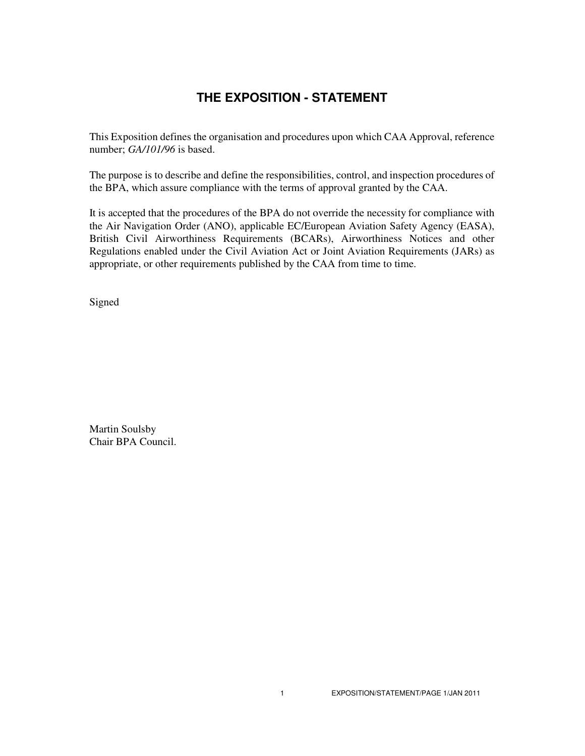# THE EXPOSITION - STATEMENT

This Exposition defines the organisation and procedures upon which CAA Approval, reference number; *GA/101/96* is based.

The purpose is to describe and define the responsibilities, control, and inspection procedures of the BPA, which assure compliance with the terms of approval granted by the CAA.

It is accepted that the procedures of the BPA do not override the necessity for compliance with the Air Navigation Order (ANO), applicable EC/European Aviation Safety Agency (EASA), British Civil Airworthiness Requirements (BCARs), Airworthiness Notices and other Regulations enabled under the Civil Aviation Act or Joint Aviation Requirements (JARs) as appropriate, or other requirements published by the CAA from time to time.

Signed

Martin Soulsby
Chair BPA Council.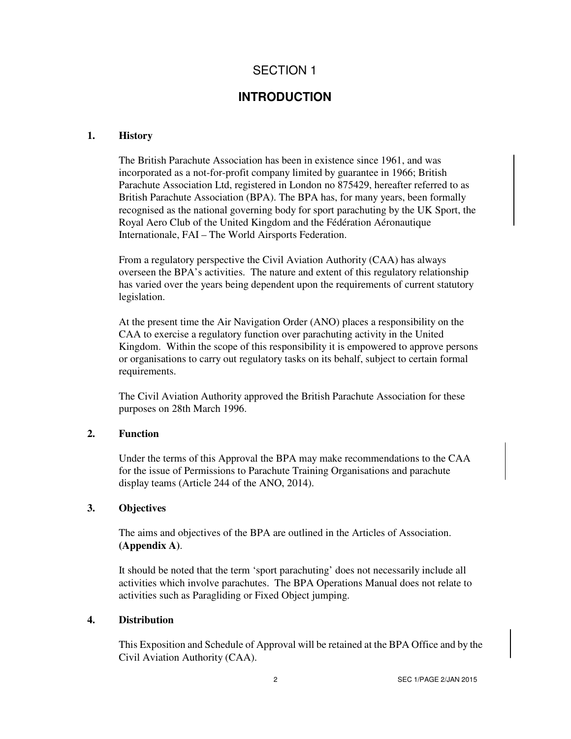# SECTION 1

## INTRODUCTION

### 1. History

The British Parachute Association has been in existence since 1961, and was incorporated as a not-for-profit company limited by guarantee in 1966; British Parachute Association Ltd, registered in London no 875429, hereafter referred to as British Parachute Association (BPA). The BPA has, for many years, been formally recognised as the national governing body for sport parachuting by the UK Sport, the Royal Aero Club of the United Kingdom and the Fédération Aéronautique Internationale, FAI – The World Airsports Federation.

From a regulatory perspective the Civil Aviation Authority (CAA) has always overseen the BPA's activities. The nature and extent of this regulatory relationship has varied over the years being dependent upon the requirements of current statutory legislation.

At the present time the Air Navigation Order (ANO) places a responsibility on the CAA to exercise a regulatory function over parachuting activity in the United Kingdom. Within the scope of this responsibility it is empowered to approve persons or organisations to carry out regulatory tasks on its behalf, subject to certain formal requirements.

The Civil Aviation Authority approved the British Parachute Association for these purposes on 28th March 1996.

### 2. Function

Under the terms of this Approval the BPA may make recommendations to the CAA for the issue of Permissions to Parachute Training Organisations and parachute display teams (Article 244 of the ANO, 2014).

### 3. Objectives

The aims and objectives of the BPA are outlined in the Articles of Association. **(Appendix A)**.

It should be noted that the term 'sport parachuting' does not necessarily include all activities which involve parachutes. The BPA Operations Manual does not relate to activities such as Paragliding or Fixed Object jumping.

### 4. Distribution

This Exposition and Schedule of Approval will be retained at the BPA Office and by the Civil Aviation Authority (CAA).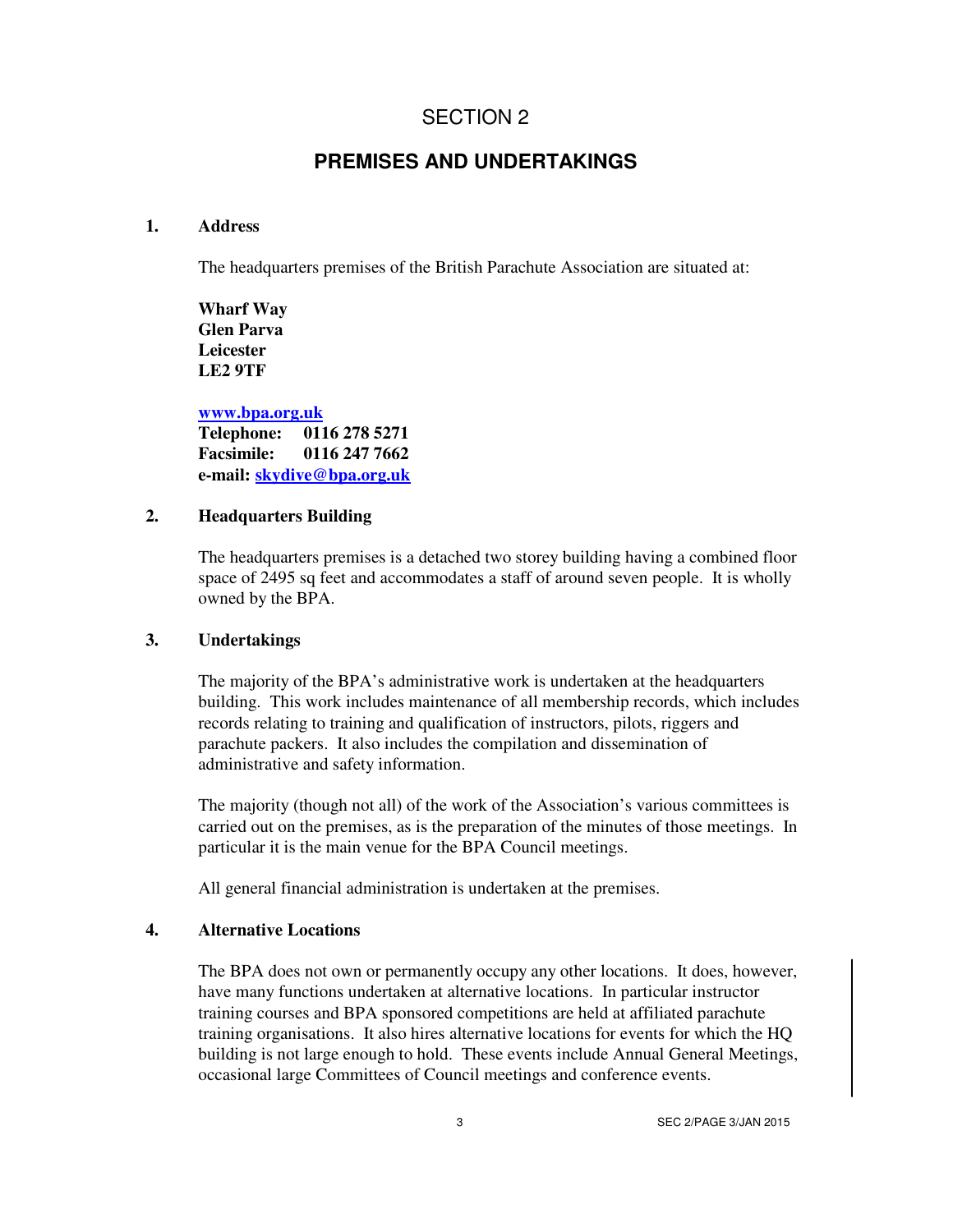# SECTION 2

## PREMISES AND UNDERTAKINGS

### 1. Address

The headquarters premises of the British Parachute Association are situated at:

**Wharf Way**
**Glen Parva**
**Leicester**
**LE2 9TF**

**www.bpa.org.uk**
**Telephone: 0116 278 5271**
**Facsimile: 0116 247 7662**
**e-mail: skydive@bpa.org.uk**

### 2. Headquarters Building

The headquarters premises is a detached two storey building having a combined floor space of 2495 sq feet and accommodates a staff of around seven people. It is wholly owned by the BPA.

### 3. Undertakings

The majority of the BPA's administrative work is undertaken at the headquarters building. This work includes maintenance of all membership records, which includes records relating to training and qualification of instructors, pilots, riggers and parachute packers. It also includes the compilation and dissemination of administrative and safety information.

The majority (though not all) of the work of the Association's various committees is carried out on the premises, as is the preparation of the minutes of those meetings. In particular it is the main venue for the BPA Council meetings.

All general financial administration is undertaken at the premises.

### 4. Alternative Locations

The BPA does not own or permanently occupy any other locations. It does, however, have many functions undertaken at alternative locations. In particular instructor training courses and BPA sponsored competitions are held at affiliated parachute training organisations. It also hires alternative locations for events for which the HQ building is not large enough to hold. These events include Annual General Meetings, occasional large Committees of Council meetings and conference events.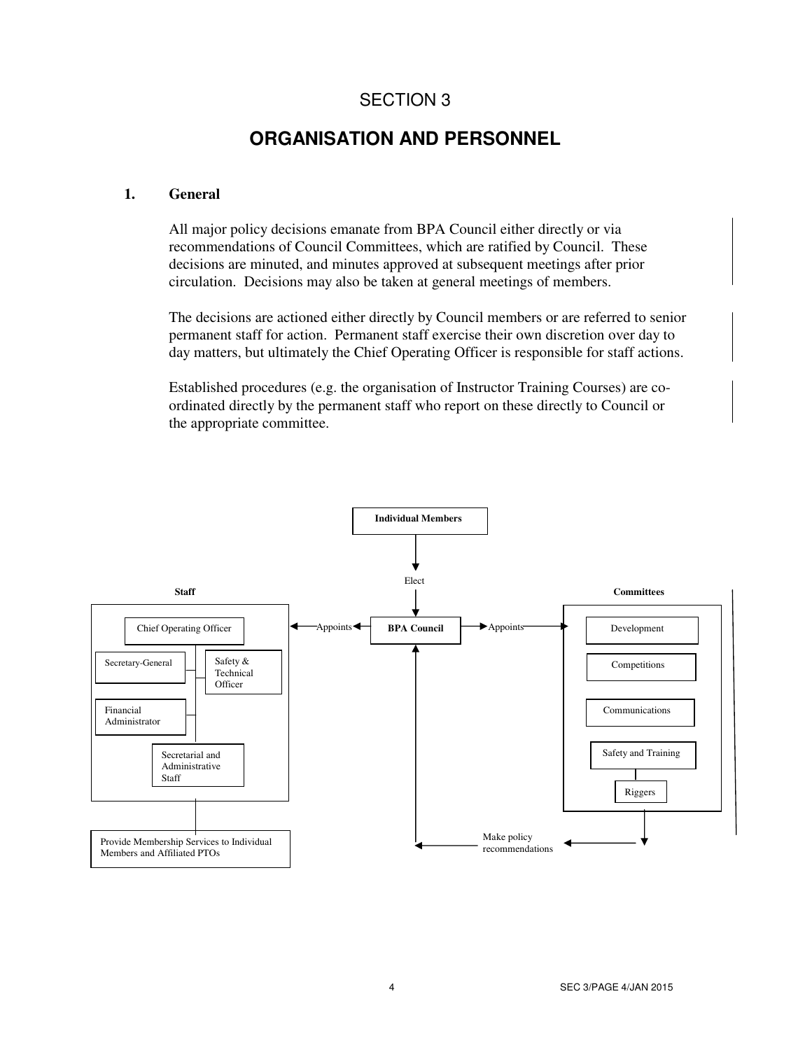# SECTION 3

## ORGANISATION AND PERSONNEL

### 1. General

All major policy decisions emanate from BPA Council either directly or via recommendations of Council Committees, which are ratified by Council. These decisions are minuted, and minutes approved at subsequent meetings after prior circulation. Decisions may also be taken at general meetings of members.

The decisions are actioned either directly by Council members or are referred to senior permanent staff for action. Permanent staff exercise their own discretion over day to day matters, but ultimately the Chief Operating Officer is responsible for staff actions.

Established procedures (e.g. the organisation of Instructor Training Courses) are co-ordinated directly by the permanent staff who report on these directly to Council or the appropriate committee.

**Individual Members**

Elect

**BPA Council**

Appoints → **Staff**

- Chief Operating Officer
- Secretary-General
- Safety & Technical Officer
- Financial Administrator
- Secretarial and Administrative Staff

Provide Membership Services to Individual Members and Affiliated PTOs

Appoints → **Committees**

- Development
- Competitions
- Communications
- Safety and Training
  - Riggers

Make policy recommendations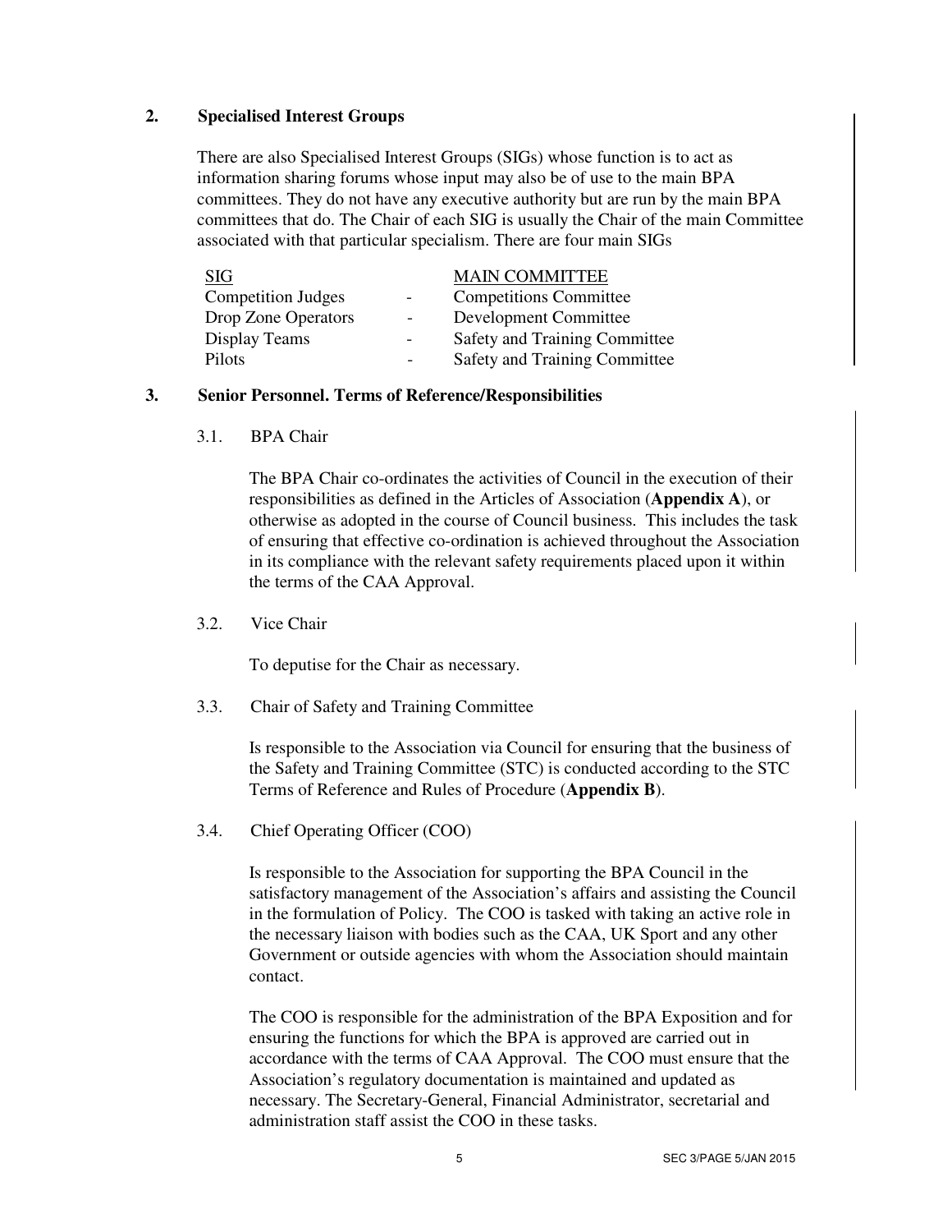## 2. Specialised Interest Groups

There are also Specialised Interest Groups (SIGs) whose function is to act as information sharing forums whose input may also be of use to the main BPA committees. They do not have any executive authority but are run by the main BPA committees that do. The Chair of each SIG is usually the Chair of the main Committee associated with that particular specialism. There are four main SIGs

| SIG | | MAIN COMMITTEE |
|---|---|---|
| Competition Judges | - | Competitions Committee |
| Drop Zone Operators | - | Development Committee |
| Display Teams | - | Safety and Training Committee |
| Pilots | - | Safety and Training Committee |

## 3. Senior Personnel. Terms of Reference/Responsibilities

### 3.1. BPA Chair

The BPA Chair co-ordinates the activities of Council in the execution of their responsibilities as defined in the Articles of Association (**Appendix A**), or otherwise as adopted in the course of Council business. This includes the task of ensuring that effective co-ordination is achieved throughout the Association in its compliance with the relevant safety requirements placed upon it within the terms of the CAA Approval.

### 3.2. Vice Chair

To deputise for the Chair as necessary.

### 3.3. Chair of Safety and Training Committee

Is responsible to the Association via Council for ensuring that the business of the Safety and Training Committee (STC) is conducted according to the STC Terms of Reference and Rules of Procedure (**Appendix B**).

### 3.4. Chief Operating Officer (COO)

Is responsible to the Association for supporting the BPA Council in the satisfactory management of the Association's affairs and assisting the Council in the formulation of Policy. The COO is tasked with taking an active role in the necessary liaison with bodies such as the CAA, UK Sport and any other Government or outside agencies with whom the Association should maintain contact.

The COO is responsible for the administration of the BPA Exposition and for ensuring the functions for which the BPA is approved are carried out in accordance with the terms of CAA Approval. The COO must ensure that the Association's regulatory documentation is maintained and updated as necessary. The Secretary-General, Financial Administrator, secretarial and administration staff assist the COO in these tasks.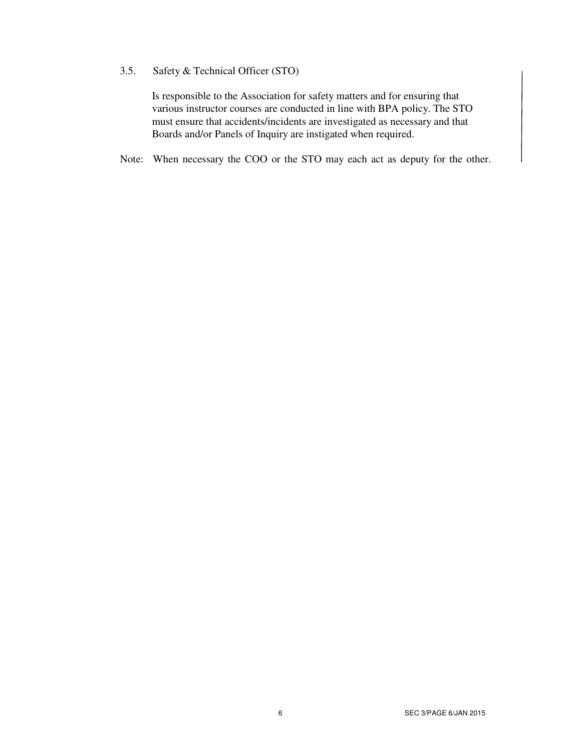### 3.5. Safety & Technical Officer (STO)

Is responsible to the Association for safety matters and for ensuring that various instructor courses are conducted in line with BPA policy. The STO must ensure that accidents/incidents are investigated as necessary and that Boards and/or Panels of Inquiry are instigated when required.

Note: When necessary the COO or the STO may each act as deputy for the other.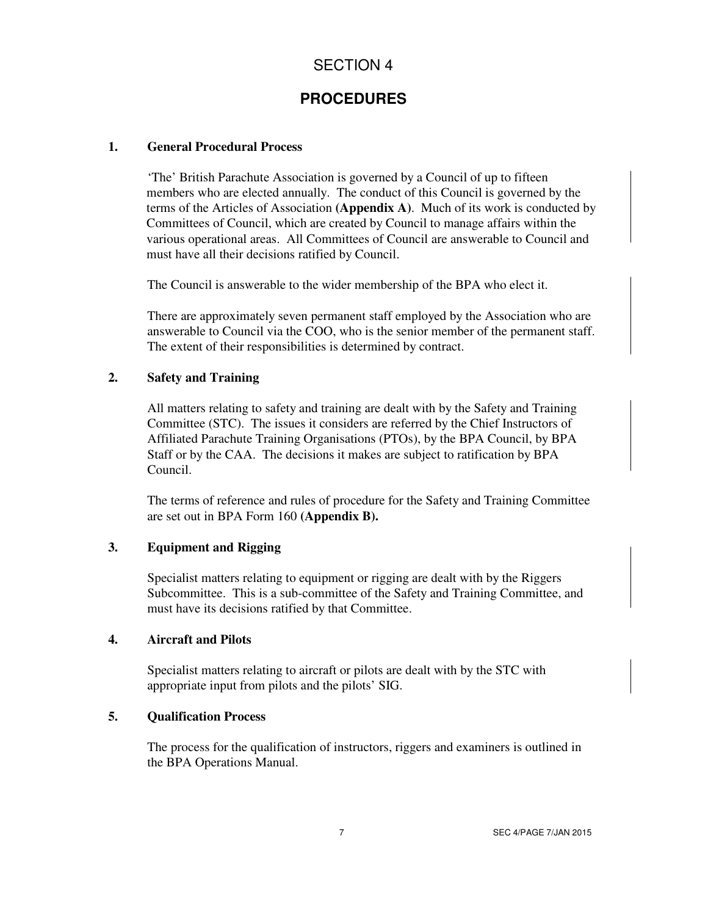# SECTION 4

## PROCEDURES

### 1. General Procedural Process

'The' British Parachute Association is governed by a Council of up to fifteen members who are elected annually. The conduct of this Council is governed by the terms of the Articles of Association **(Appendix A)**. Much of its work is conducted by Committees of Council, which are created by Council to manage affairs within the various operational areas. All Committees of Council are answerable to Council and must have all their decisions ratified by Council.

The Council is answerable to the wider membership of the BPA who elect it.

There are approximately seven permanent staff employed by the Association who are answerable to Council via the COO, who is the senior member of the permanent staff. The extent of their responsibilities is determined by contract.

### 2. Safety and Training

All matters relating to safety and training are dealt with by the Safety and Training Committee (STC). The issues it considers are referred by the Chief Instructors of Affiliated Parachute Training Organisations (PTOs), by the BPA Council, by BPA Staff or by the CAA. The decisions it makes are subject to ratification by BPA Council.

The terms of reference and rules of procedure for the Safety and Training Committee are set out in BPA Form 160 **(Appendix B).**

### 3. Equipment and Rigging

Specialist matters relating to equipment or rigging are dealt with by the Riggers Subcommittee. This is a sub-committee of the Safety and Training Committee, and must have its decisions ratified by that Committee.

### 4. Aircraft and Pilots

Specialist matters relating to aircraft or pilots are dealt with by the STC with appropriate input from pilots and the pilots' SIG.

### 5. Qualification Process

The process for the qualification of instructors, riggers and examiners is outlined in the BPA Operations Manual.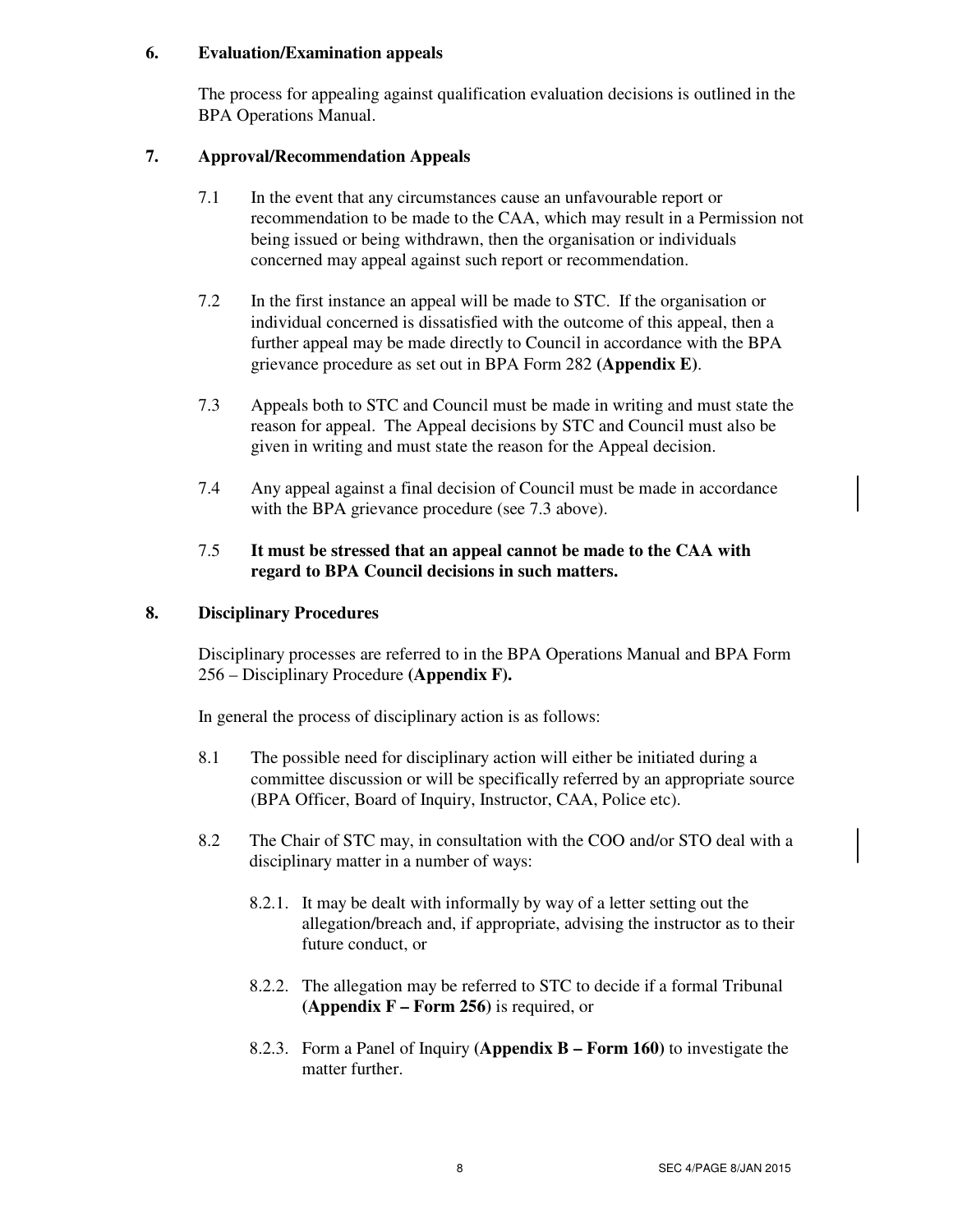## 6. Evaluation/Examination appeals

The process for appealing against qualification evaluation decisions is outlined in the BPA Operations Manual.

## 7. Approval/Recommendation Appeals

7.1 In the event that any circumstances cause an unfavourable report or recommendation to be made to the CAA, which may result in a Permission not being issued or being withdrawn, then the organisation or individuals concerned may appeal against such report or recommendation.

7.2 In the first instance an appeal will be made to STC. If the organisation or individual concerned is dissatisfied with the outcome of this appeal, then a further appeal may be made directly to Council in accordance with the BPA grievance procedure as set out in BPA Form 282 **(Appendix E)**.

7.3 Appeals both to STC and Council must be made in writing and must state the reason for appeal. The Appeal decisions by STC and Council must also be given in writing and must state the reason for the Appeal decision.

7.4 Any appeal against a final decision of Council must be made in accordance with the BPA grievance procedure (see 7.3 above).

7.5 **It must be stressed that an appeal cannot be made to the CAA with regard to BPA Council decisions in such matters.**

## 8. Disciplinary Procedures

Disciplinary processes are referred to in the BPA Operations Manual and BPA Form 256 – Disciplinary Procedure **(Appendix F).**

In general the process of disciplinary action is as follows:

8.1 The possible need for disciplinary action will either be initiated during a committee discussion or will be specifically referred by an appropriate source (BPA Officer, Board of Inquiry, Instructor, CAA, Police etc).

8.2 The Chair of STC may, in consultation with the COO and/or STO deal with a disciplinary matter in a number of ways:

8.2.1. It may be dealt with informally by way of a letter setting out the allegation/breach and, if appropriate, advising the instructor as to their future conduct, or

8.2.2. The allegation may be referred to STC to decide if a formal Tribunal **(Appendix F – Form 256)** is required, or

8.2.3. Form a Panel of Inquiry **(Appendix B – Form 160)** to investigate the matter further.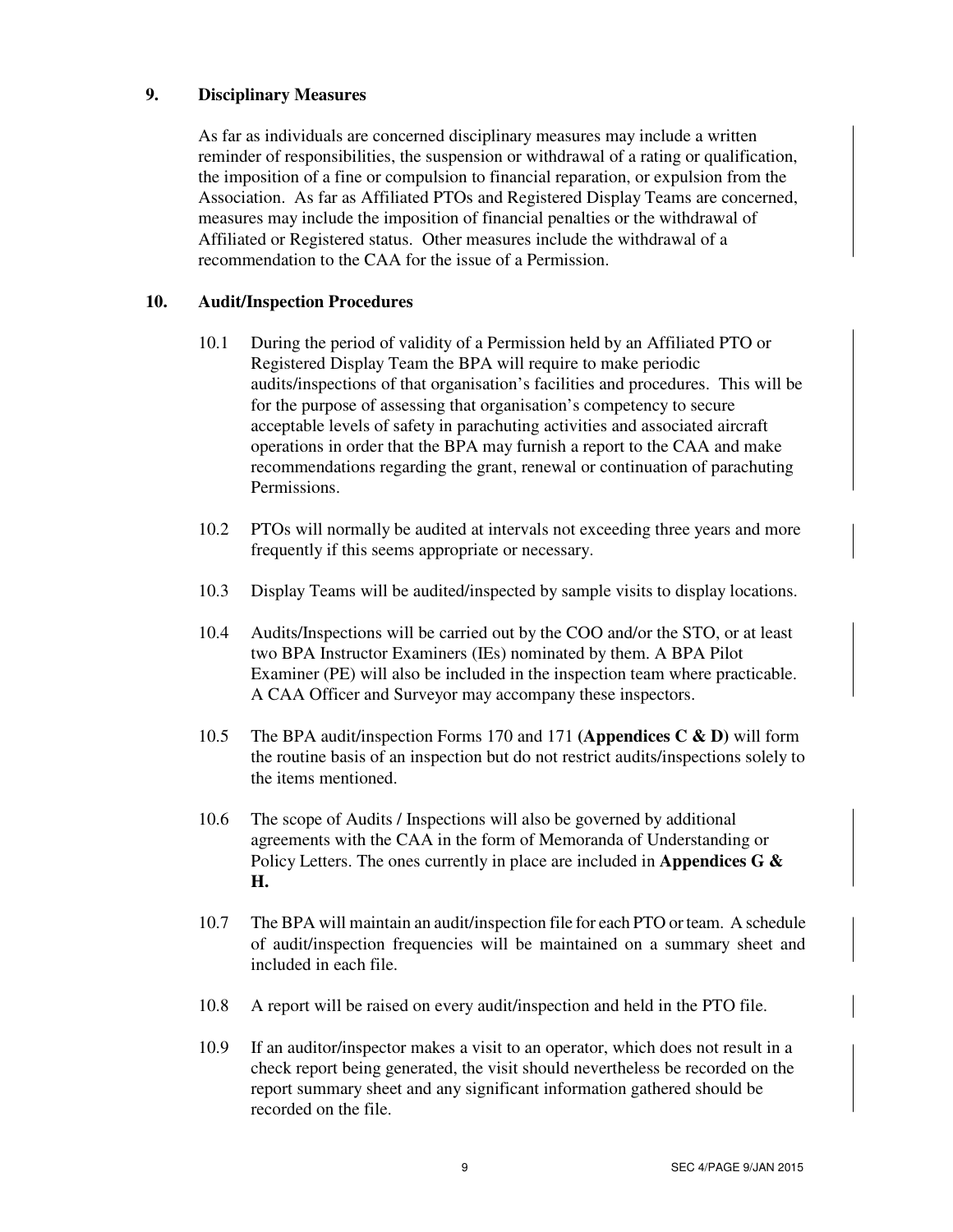## 9. Disciplinary Measures

As far as individuals are concerned disciplinary measures may include a written reminder of responsibilities, the suspension or withdrawal of a rating or qualification, the imposition of a fine or compulsion to financial reparation, or expulsion from the Association. As far as Affiliated PTOs and Registered Display Teams are concerned, measures may include the imposition of financial penalties or the withdrawal of Affiliated or Registered status. Other measures include the withdrawal of a recommendation to the CAA for the issue of a Permission.

## 10. Audit/Inspection Procedures

10.1 During the period of validity of a Permission held by an Affiliated PTO or Registered Display Team the BPA will require to make periodic audits/inspections of that organisation's facilities and procedures. This will be for the purpose of assessing that organisation's competency to secure acceptable levels of safety in parachuting activities and associated aircraft operations in order that the BPA may furnish a report to the CAA and make recommendations regarding the grant, renewal or continuation of parachuting Permissions.

10.2 PTOs will normally be audited at intervals not exceeding three years and more frequently if this seems appropriate or necessary.

10.3 Display Teams will be audited/inspected by sample visits to display locations.

10.4 Audits/Inspections will be carried out by the COO and/or the STO, or at least two BPA Instructor Examiners (IEs) nominated by them. A BPA Pilot Examiner (PE) will also be included in the inspection team where practicable. A CAA Officer and Surveyor may accompany these inspectors.

10.5 The BPA audit/inspection Forms 170 and 171 **(Appendices C & D)** will form the routine basis of an inspection but do not restrict audits/inspections solely to the items mentioned.

10.6 The scope of Audits / Inspections will also be governed by additional agreements with the CAA in the form of Memoranda of Understanding or Policy Letters. The ones currently in place are included in **Appendices G & H.**

10.7 The BPA will maintain an audit/inspection file for each PTO or team. A schedule of audit/inspection frequencies will be maintained on a summary sheet and included in each file.

10.8 A report will be raised on every audit/inspection and held in the PTO file.

10.9 If an auditor/inspector makes a visit to an operator, which does not result in a check report being generated, the visit should nevertheless be recorded on the report summary sheet and any significant information gathered should be recorded on the file.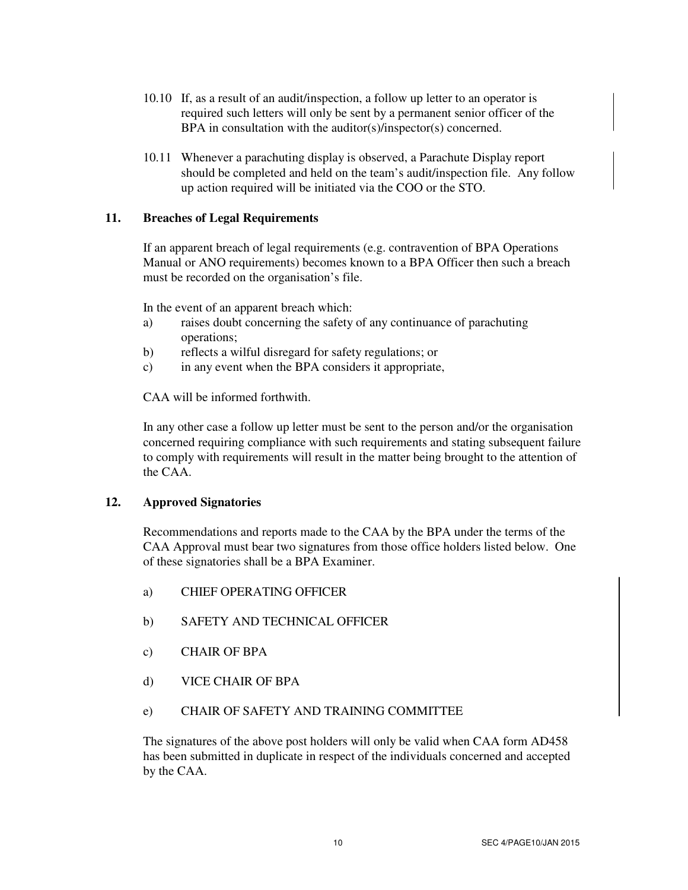10.10 If, as a result of an audit/inspection, a follow up letter to an operator is required such letters will only be sent by a permanent senior officer of the BPA in consultation with the auditor(s)/inspector(s) concerned.

10.11 Whenever a parachuting display is observed, a Parachute Display report should be completed and held on the team's audit/inspection file. Any follow up action required will be initiated via the COO or the STO.

## 11. Breaches of Legal Requirements

If an apparent breach of legal requirements (e.g. contravention of BPA Operations Manual or ANO requirements) becomes known to a BPA Officer then such a breach must be recorded on the organisation's file.

In the event of an apparent breach which:

a) raises doubt concerning the safety of any continuance of parachuting operations;
b) reflects a wilful disregard for safety regulations; or
c) in any event when the BPA considers it appropriate,

CAA will be informed forthwith.

In any other case a follow up letter must be sent to the person and/or the organisation concerned requiring compliance with such requirements and stating subsequent failure to comply with requirements will result in the matter being brought to the attention of the CAA.

## 12. Approved Signatories

Recommendations and reports made to the CAA by the BPA under the terms of the CAA Approval must bear two signatures from those office holders listed below. One of these signatories shall be a BPA Examiner.

a) CHIEF OPERATING OFFICER

b) SAFETY AND TECHNICAL OFFICER

c) CHAIR OF BPA

d) VICE CHAIR OF BPA

e) CHAIR OF SAFETY AND TRAINING COMMITTEE

The signatures of the above post holders will only be valid when CAA form AD458 has been submitted in duplicate in respect of the individuals concerned and accepted by the CAA.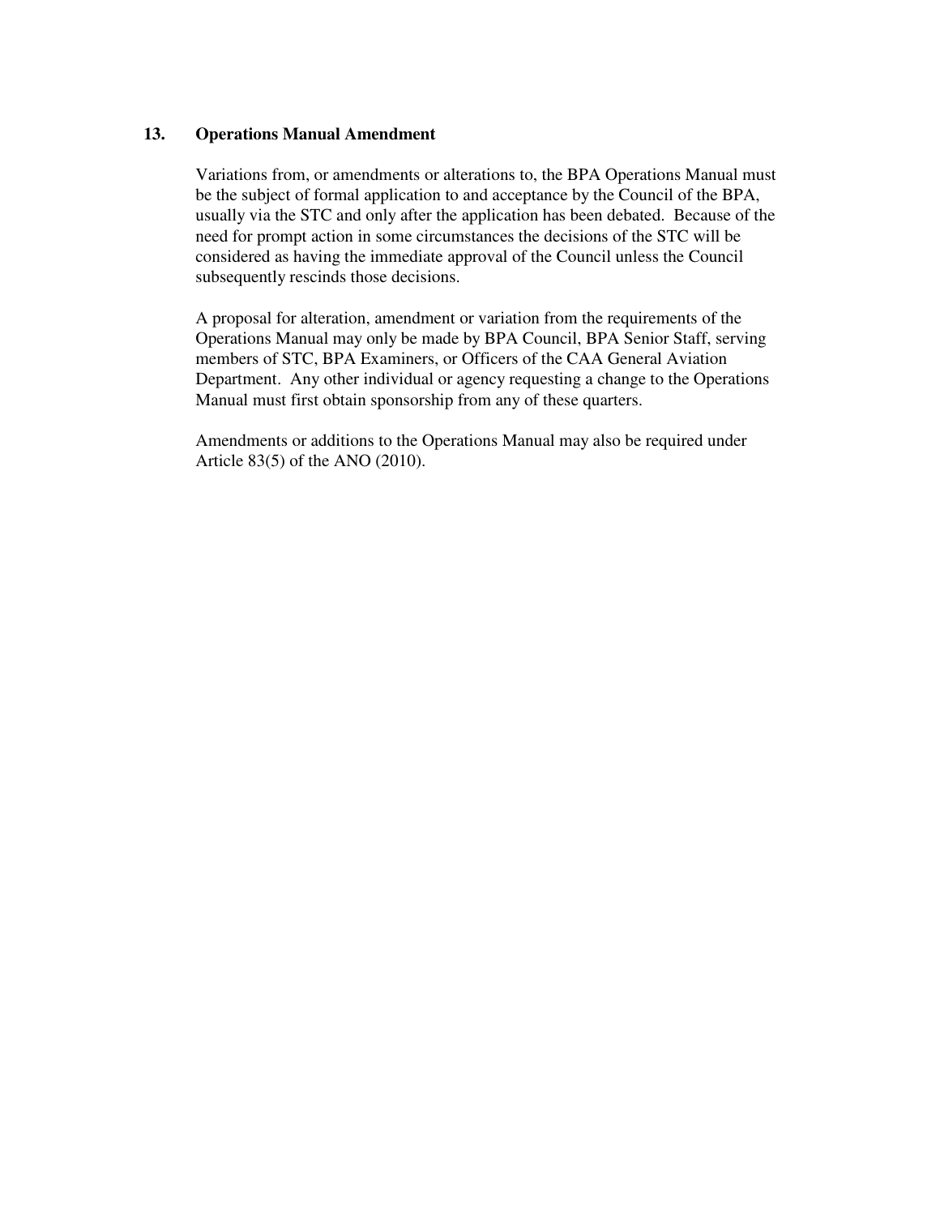## 13. Operations Manual Amendment

Variations from, or amendments or alterations to, the BPA Operations Manual must be the subject of formal application to and acceptance by the Council of the BPA, usually via the STC and only after the application has been debated. Because of the need for prompt action in some circumstances the decisions of the STC will be considered as having the immediate approval of the Council unless the Council subsequently rescinds those decisions.

A proposal for alteration, amendment or variation from the requirements of the Operations Manual may only be made by BPA Council, BPA Senior Staff, serving members of STC, BPA Examiners, or Officers of the CAA General Aviation Department. Any other individual or agency requesting a change to the Operations Manual must first obtain sponsorship from any of these quarters.

Amendments or additions to the Operations Manual may also be required under Article 83(5) of the ANO (2010).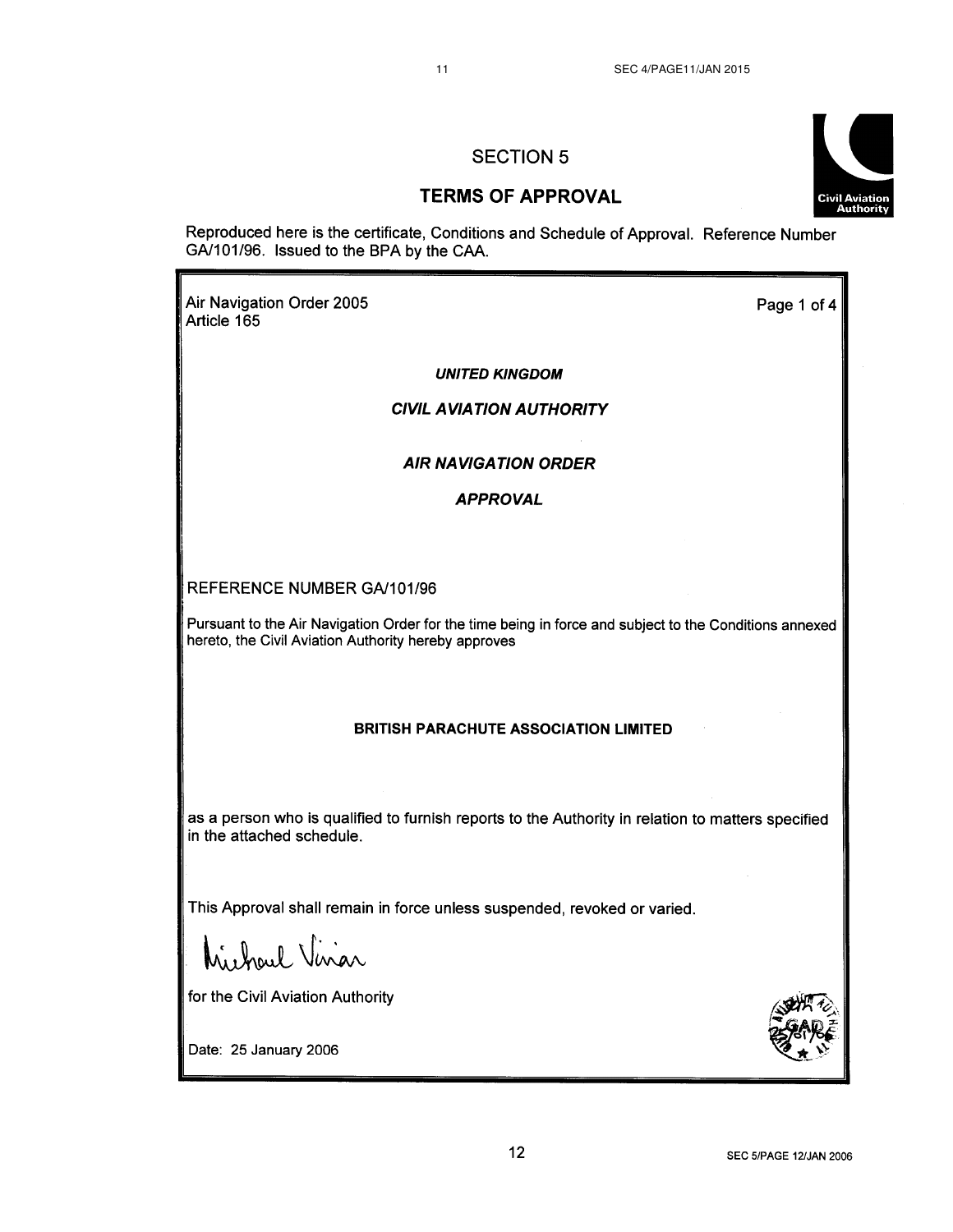## SECTION 5

## TERMS OF APPROVAL

Reproduced here is the certificate, Conditions and Schedule of Approval. Reference Number GA/101/96. Issued to the BPA by the CAA.

Air Navigation Order 2005
Article 165

Page 1 of 4

***UNITED KINGDOM***

***CIVIL AVIATION AUTHORITY***

***AIR NAVIGATION ORDER***

***APPROVAL***

REFERENCE NUMBER GA/101/96

Pursuant to the Air Navigation Order for the time being in force and subject to the Conditions annexed hereto, the Civil Aviation Authority hereby approves

**BRITISH PARACHUTE ASSOCIATION LIMITED**

as a person who is qualified to furnish reports to the Authority in relation to matters specified in the attached schedule.

This Approval shall remain in force unless suspended, revoked or varied.

Michael Vinan

for the Civil Aviation Authority

Date: 25 January 2006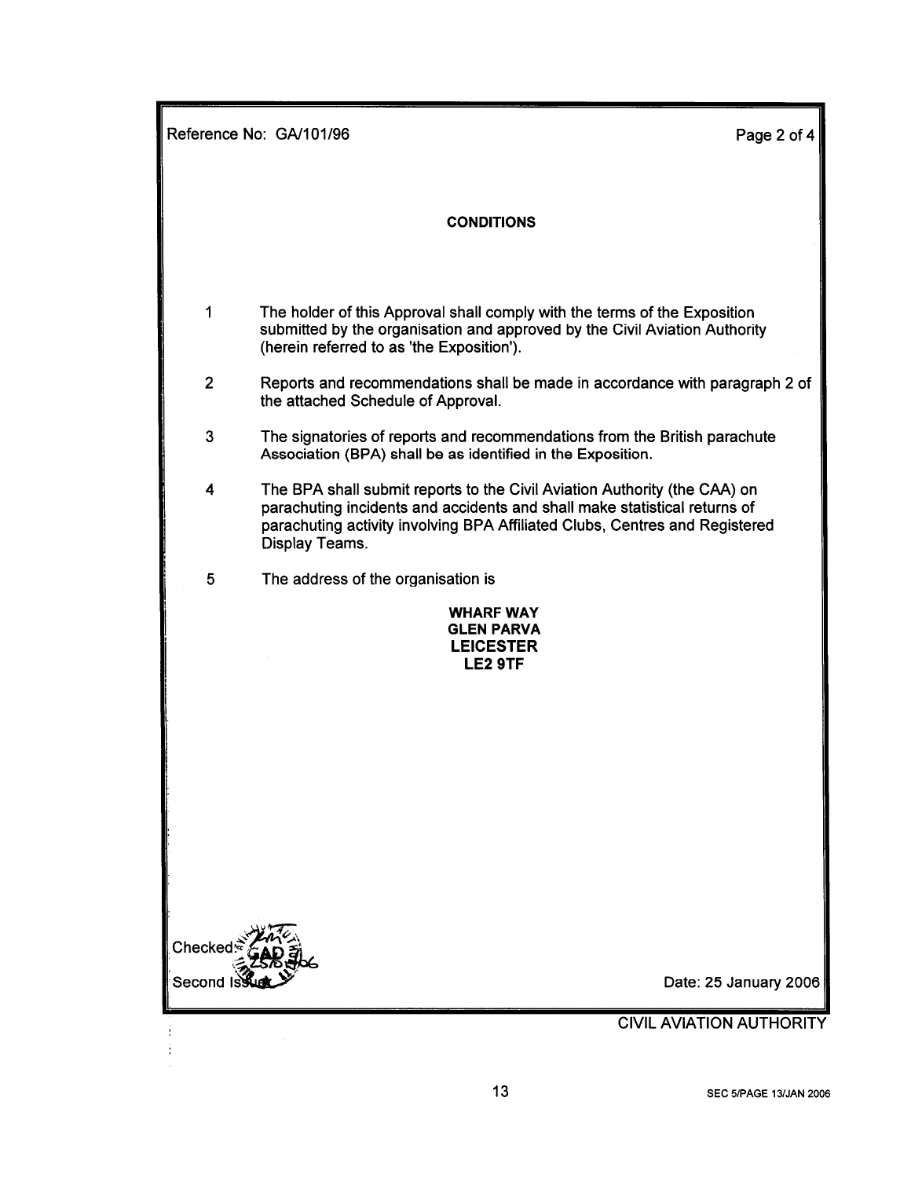Reference No: GA/101/96

## CONDITIONS

1. The holder of this Approval shall comply with the terms of the Exposition submitted by the organisation and approved by the Civil Aviation Authority (herein referred to as 'the Exposition').

2. Reports and recommendations shall be made in accordance with paragraph 2 of the attached Schedule of Approval.

3. The signatories of reports and recommendations from the British parachute Association (BPA) shall be as identified in the Exposition.

4. The BPA shall submit reports to the Civil Aviation Authority (the CAA) on parachuting incidents and accidents and shall make statistical returns of parachuting activity involving BPA Affiliated Clubs, Centres and Registered Display Teams.

5. The address of the organisation is

**WHARF WAY**
**GLEN PARVA**
**LEICESTER**
**LE2 9TF**

Checked

Second Issue

Date: 25 January 2006

CIVIL AVIATION AUTHORITY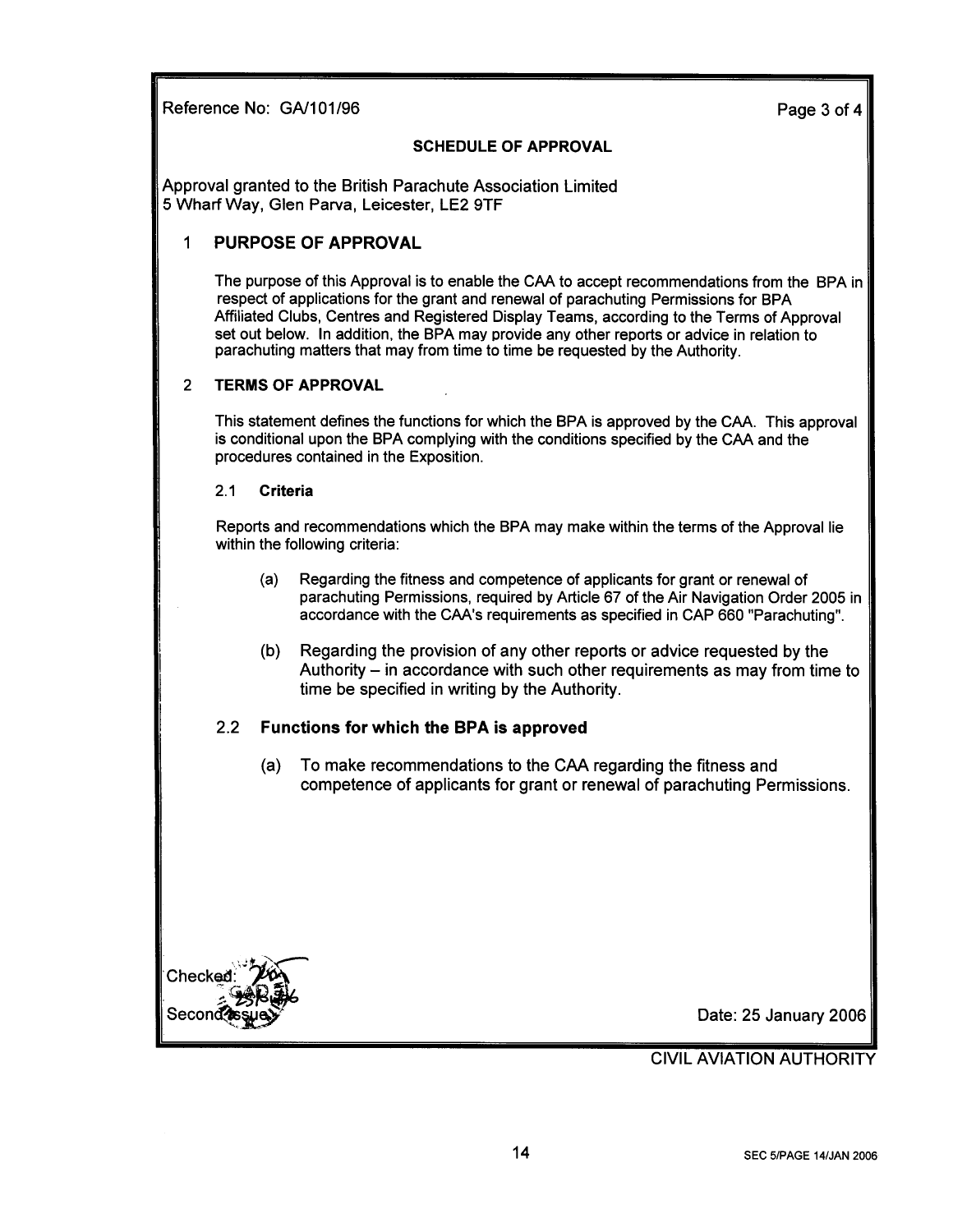Reference No: GA/101/96

## SCHEDULE OF APPROVAL

Approval granted to the British Parachute Association Limited
5 Wharf Way, Glen Parva, Leicester, LE2 9TF

### 1 PURPOSE OF APPROVAL

The purpose of this Approval is to enable the CAA to accept recommendations from the BPA in respect of applications for the grant and renewal of parachuting Permissions for BPA Affiliated Clubs, Centres and Registered Display Teams, according to the Terms of Approval set out below. In addition, the BPA may provide any other reports or advice in relation to parachuting matters that may from time to time be requested by the Authority.

### 2 TERMS OF APPROVAL

This statement defines the functions for which the BPA is approved by the CAA. This approval is conditional upon the BPA complying with the conditions specified by the CAA and the procedures contained in the Exposition.

#### 2.1 Criteria

Reports and recommendations which the BPA may make within the terms of the Approval lie within the following criteria:

(a) Regarding the fitness and competence of applicants for grant or renewal of parachuting Permissions, required by Article 67 of the Air Navigation Order 2005 in accordance with the CAA's requirements as specified in CAP 660 "Parachuting".

(b) Regarding the provision of any other reports or advice requested by the Authority – in accordance with such other requirements as may from time to time be specified in writing by the Authority.

#### 2.2 Functions for which the BPA is approved

(a) To make recommendations to the CAA regarding the fitness and competence of applicants for grant or renewal of parachuting Permissions.

Checked:

Second Issue

Date: 25 January 2006

CIVIL AVIATION AUTHORITY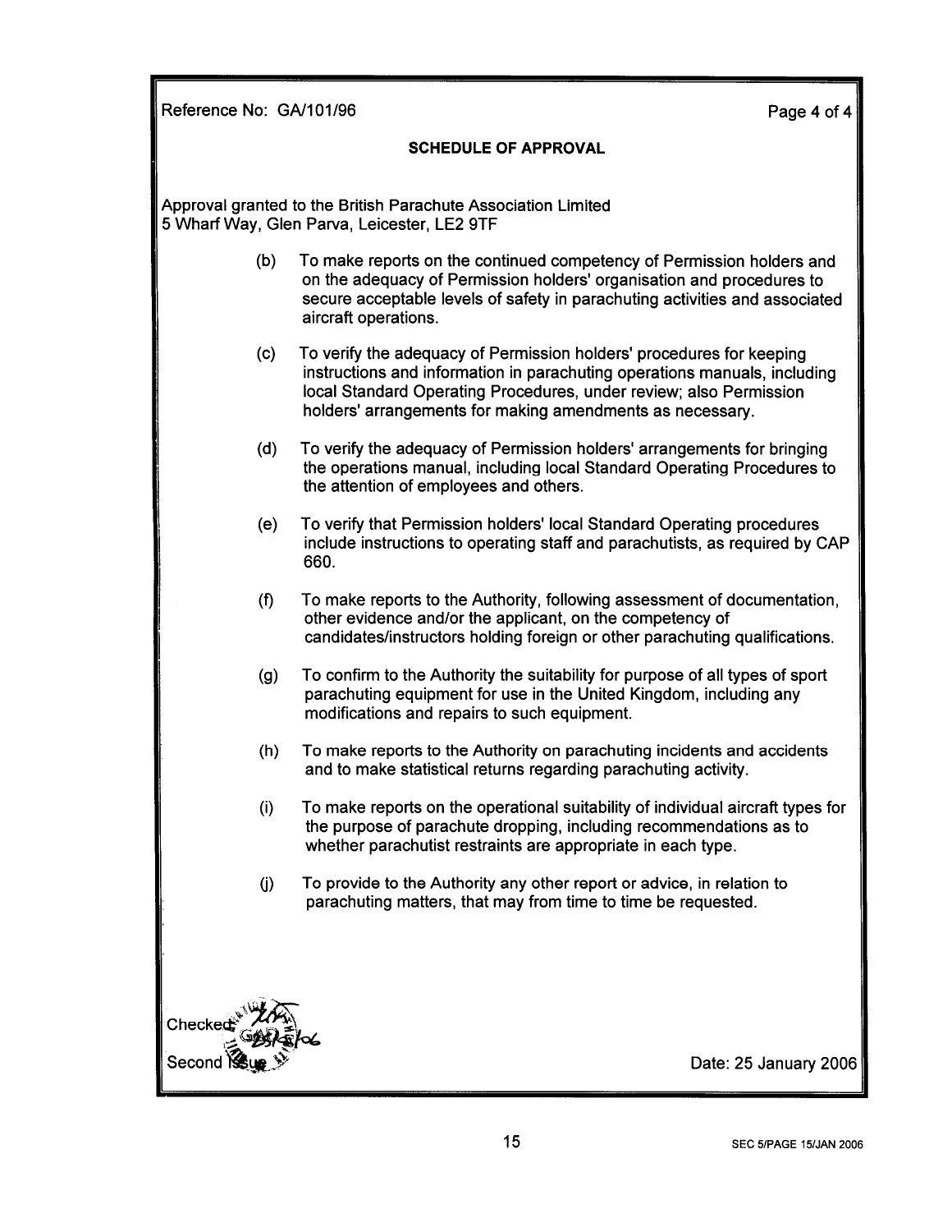Reference No: GA/101/96

**SCHEDULE OF APPROVAL**

Approval granted to the British Parachute Association Limited
5 Wharf Way, Glen Parva, Leicester, LE2 9TF

(b) To make reports on the continued competency of Permission holders and on the adequacy of Permission holders' organisation and procedures to secure acceptable levels of safety in parachuting activities and associated aircraft operations.

(c) To verify the adequacy of Permission holders' procedures for keeping instructions and information in parachuting operations manuals, including local Standard Operating Procedures, under review; also Permission holders' arrangements for making amendments as necessary.

(d) To verify the adequacy of Permission holders' arrangements for bringing the operations manual, including local Standard Operating Procedures to the attention of employees and others.

(e) To verify that Permission holders' local Standard Operating procedures include instructions to operating staff and parachutists, as required by CAP 660.

(f) To make reports to the Authority, following assessment of documentation, other evidence and/or the applicant, on the competency of candidates/instructors holding foreign or other parachuting qualifications.

(g) To confirm to the Authority the suitability for purpose of all types of sport parachuting equipment for use in the United Kingdom, including any modifications and repairs to such equipment.

(h) To make reports to the Authority on parachuting incidents and accidents and to make statistical returns regarding parachuting activity.

(i) To make reports on the operational suitability of individual aircraft types for the purpose of parachute dropping, including recommendations as to whether parachutist restraints are appropriate in each type.

(j) To provide to the Authority any other report or advice, in relation to parachuting matters, that may from time to time be requested.

Checked: 25/1/06

Second Issue

Date: 25 January 2006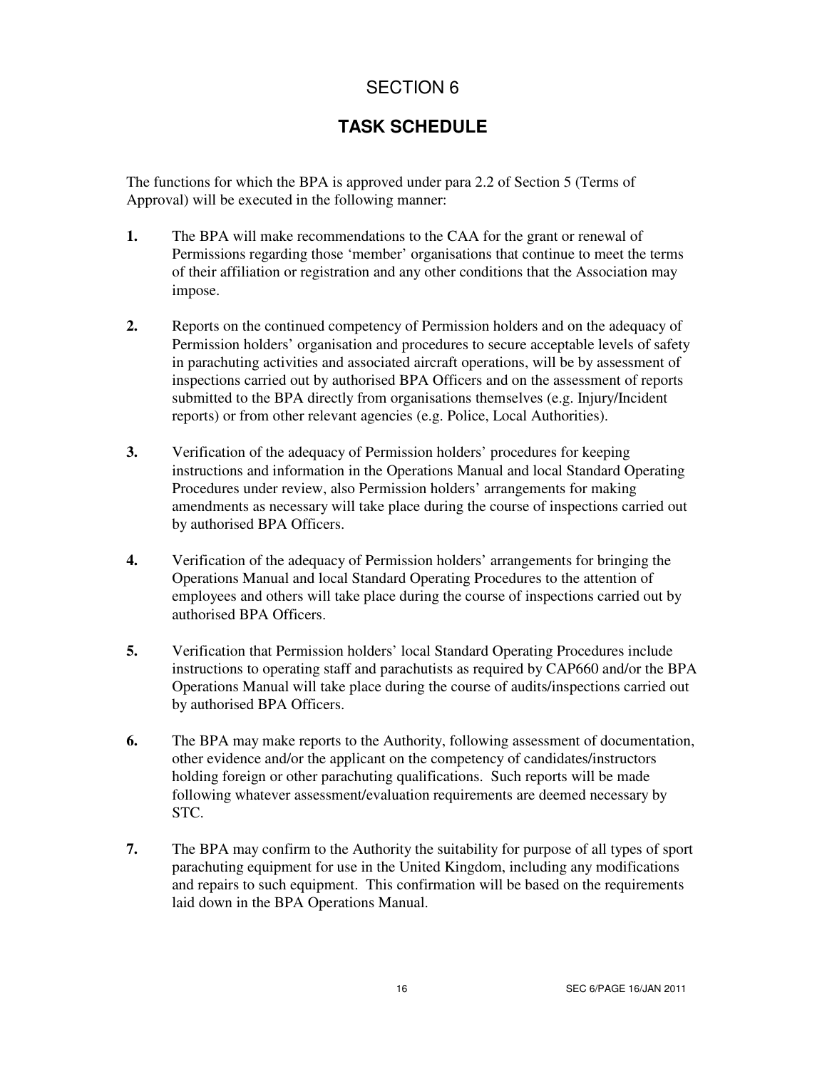# SECTION 6

## TASK SCHEDULE

The functions for which the BPA is approved under para 2.2 of Section 5 (Terms of Approval) will be executed in the following manner:

**1.** The BPA will make recommendations to the CAA for the grant or renewal of Permissions regarding those 'member' organisations that continue to meet the terms of their affiliation or registration and any other conditions that the Association may impose.

**2.** Reports on the continued competency of Permission holders and on the adequacy of Permission holders' organisation and procedures to secure acceptable levels of safety in parachuting activities and associated aircraft operations, will be by assessment of inspections carried out by authorised BPA Officers and on the assessment of reports submitted to the BPA directly from organisations themselves (e.g. Injury/Incident reports) or from other relevant agencies (e.g. Police, Local Authorities).

**3.** Verification of the adequacy of Permission holders' procedures for keeping instructions and information in the Operations Manual and local Standard Operating Procedures under review, also Permission holders' arrangements for making amendments as necessary will take place during the course of inspections carried out by authorised BPA Officers.

**4.** Verification of the adequacy of Permission holders' arrangements for bringing the Operations Manual and local Standard Operating Procedures to the attention of employees and others will take place during the course of inspections carried out by authorised BPA Officers.

**5.** Verification that Permission holders' local Standard Operating Procedures include instructions to operating staff and parachutists as required by CAP660 and/or the BPA Operations Manual will take place during the course of audits/inspections carried out by authorised BPA Officers.

**6.** The BPA may make reports to the Authority, following assessment of documentation, other evidence and/or the applicant on the competency of candidates/instructors holding foreign or other parachuting qualifications. Such reports will be made following whatever assessment/evaluation requirements are deemed necessary by STC.

**7.** The BPA may confirm to the Authority the suitability for purpose of all types of sport parachuting equipment for use in the United Kingdom, including any modifications and repairs to such equipment. This confirmation will be based on the requirements laid down in the BPA Operations Manual.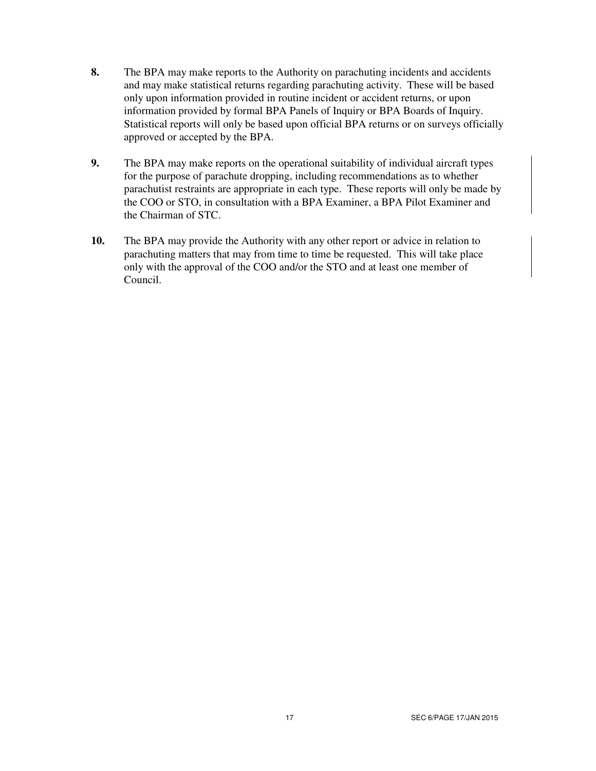**8.** The BPA may make reports to the Authority on parachuting incidents and accidents and may make statistical returns regarding parachuting activity. These will be based only upon information provided in routine incident or accident returns, or upon information provided by formal BPA Panels of Inquiry or BPA Boards of Inquiry. Statistical reports will only be based upon official BPA returns or on surveys officially approved or accepted by the BPA.

**9.** The BPA may make reports on the operational suitability of individual aircraft types for the purpose of parachute dropping, including recommendations as to whether parachutist restraints are appropriate in each type. These reports will only be made by the COO or STO, in consultation with a BPA Examiner, a BPA Pilot Examiner and the Chairman of STC.

**10.** The BPA may provide the Authority with any other report or advice in relation to parachuting matters that may from time to time be requested. This will take place only with the approval of the COO and/or the STO and at least one member of Council.